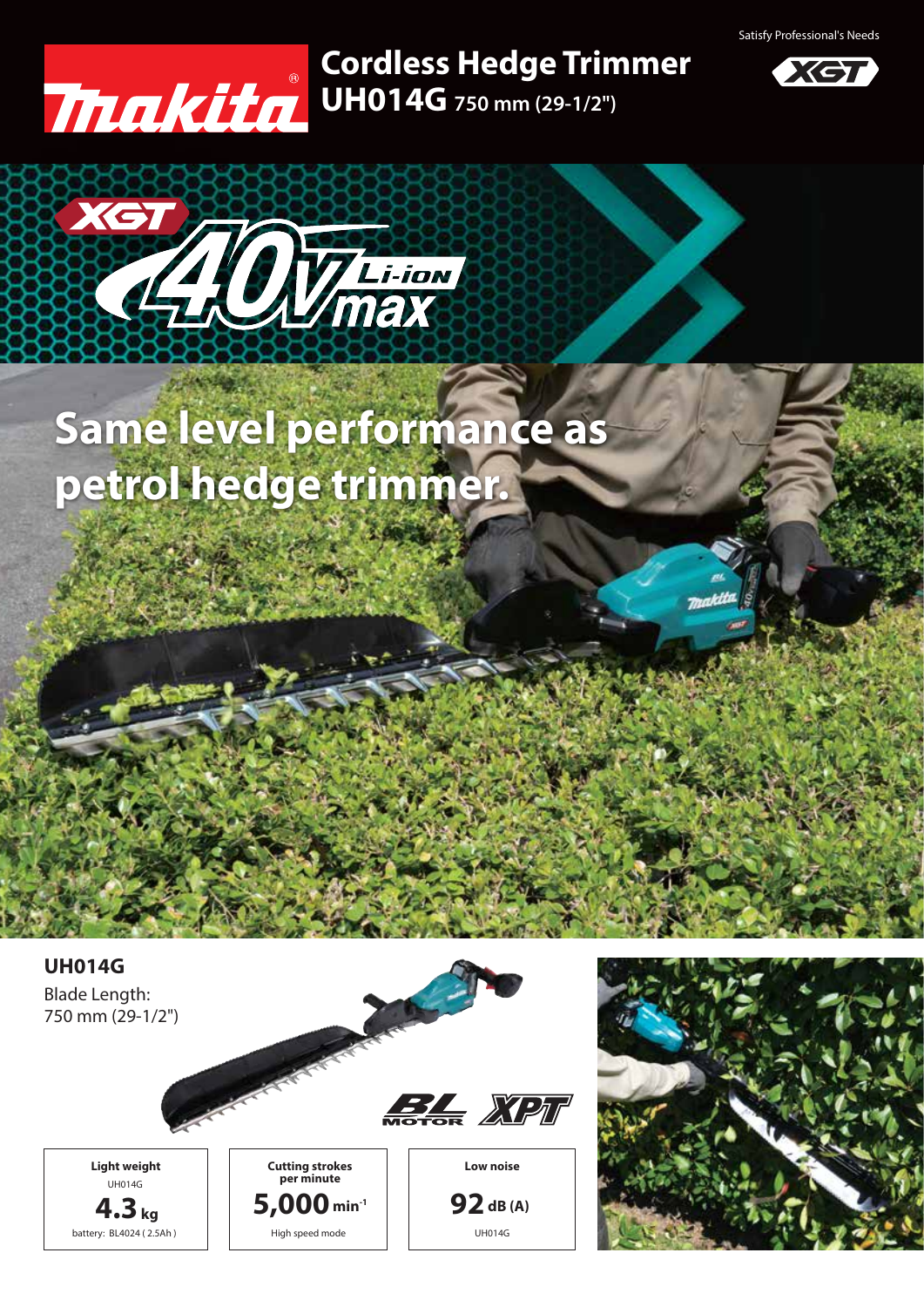Satisfy Professional's Needs

# Cordless Hedge Trimmer

## UH014G 750 mm (29-1/2")

XGT 40V max Li-ion

# Same level performance as petrol hedge trimmer.

### UH014G

Blade Length:
750 mm (29-1/2")

BL MOTOR XPT

| Light weight | Cutting strokes per minute | Low noise |
|---|---|---|
| UH014G | | |
| **4.3** kg | **5,000** $min^{-1}$ | **92** dB (A) |
| battery: BL4024 ( 2.5Ah ) | High speed mode | UH014G |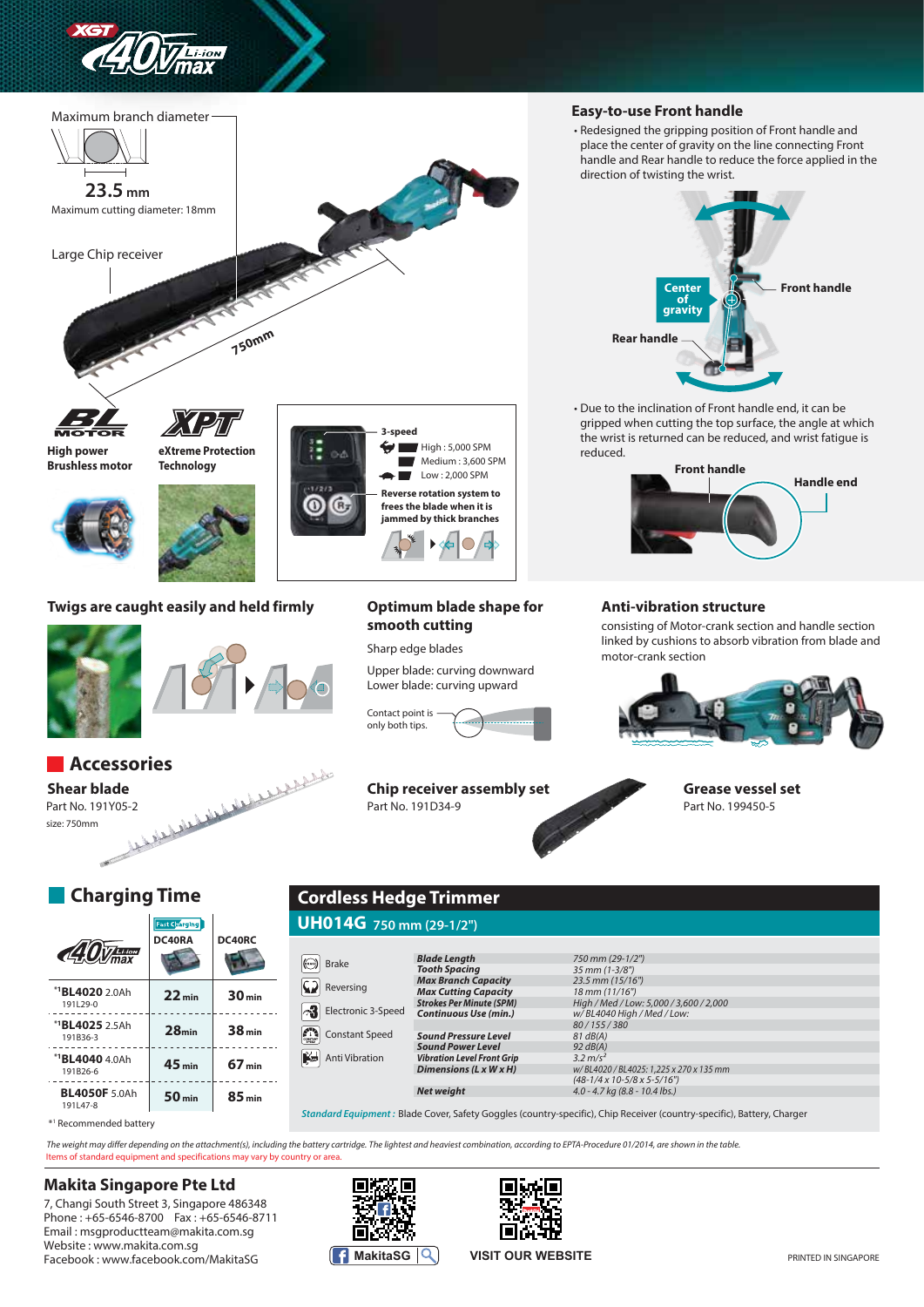XGT 40V max Li-ion

Maximum branch diameter

23.5 mm

Maximum cutting diameter: 18mm

Large Chip receiver

750mm

**High power Brushless motor**

**eXtreme Protection Technology**

**3-speed**
- High : 5,000 SPM
- Medium : 3,600 SPM
- Low : 2,000 SPM

**Reverse rotation system to frees the blade when it is jammed by thick branches**

## Easy-to-use Front handle

- Redesigned the gripping position of Front handle and place the center of gravity on the line connecting Front handle and Rear handle to reduce the force applied in the direction of twisting the wrist.

Center of gravity

Front handle

Rear handle

- Due to the inclination of Front handle end, it can be gripped when cutting the top surface, the angle at which the wrist is returned can be reduced, and wrist fatigue is reduced.

Front handle

Handle end

## Twigs are caught easily and held firmly

## Optimum blade shape for smooth cutting

Sharp edge blades

Upper blade: curving downward
Lower blade: curving upward

Contact point is only both tips.

## Anti-vibration structure

consisting of Motor-crank section and handle section linked by cushions to absorb vibration from blade and motor-crank section

## Accessories

**Shear blade**
Part No. 191Y05-2
size: 750mm

**Chip receiver assembly set**
Part No. 191D34-9

**Grease vessel set**
Part No. 199450-5

## Charging Time

| 40V max Li-ion | DC40RA (Fast Charging) | DC40RC |
|---|---|---|
| *1 **BL4020** 2.0Ah 191L29-0 | **22** min | **30** min |
| *1 **BL4025** 2.5Ah 191B36-3 | **28** min | **38** min |
| *1 **BL4040** 4.0Ah 191B26-6 | **45** min | **67** min |
| **BL4050F** 5.0Ah 191L47-8 | **50** min | **85** min |

*1 Recommended battery

## Cordless Hedge Trimmer

### UH014G 750 mm (29-1/2")

Brake
Reversing
Electronic 3-Speed
Constant Speed
Anti Vibration

| | |
|---|---|
| *Blade Length* | *750 mm (29-1/2")* |
| *Tooth Spacing* | *35 mm (1-3/8")* |
| *Max Branch Capacity* | *23.5 mm (15/16")* |
| *Max Cutting Capacity* | *18 mm (11/16")* |
| *Strokes Per Minute (SPM)* | *High / Med / Low: 5,000 / 3,600 / 2,000* |
| *Continuous Use (min.)* | *w/ BL4040 High / Med / Low: 80 / 155 / 380* |
| *Sound Pressure Level* | *81 dB(A)* |
| *Sound Power Level* | *92 dB(A)* |
| *Vibration Level Front Grip* | *3.2 m/s²* |
| *Dimensions (L x W x H)* | *w/ BL4020 / BL4025: 1,225 x 270 x 135 mm (48-1/4 x 10-5/8 x 5-5/16")* |
| *Net weight* | *4.0 - 4.7 kg (8.8 - 10.4 lbs.)* |

*Standard Equipment :* Blade Cover, Safety Goggles (country-specific), Chip Receiver (country-specific), Battery, Charger

*The weight may differ depending on the attachment(s), including the battery cartridge. The lightest and heaviest combination, according to EPTA-Procedure 01/2014, are shown in the table.*

Items of standard equipment and specifications may vary by country or area.

## Makita Singapore Pte Ltd

7, Changi South Street 3, Singapore 486348
Phone : +65-6546-8700 Fax : +65-6546-8711
Email : msgproductteam@makita.com.sg
Website : www.makita.com.sg
Facebook : www.facebook.com/MakitaSG

MakitaSG

VISIT OUR WEBSITE

PRINTED IN SINGAPORE